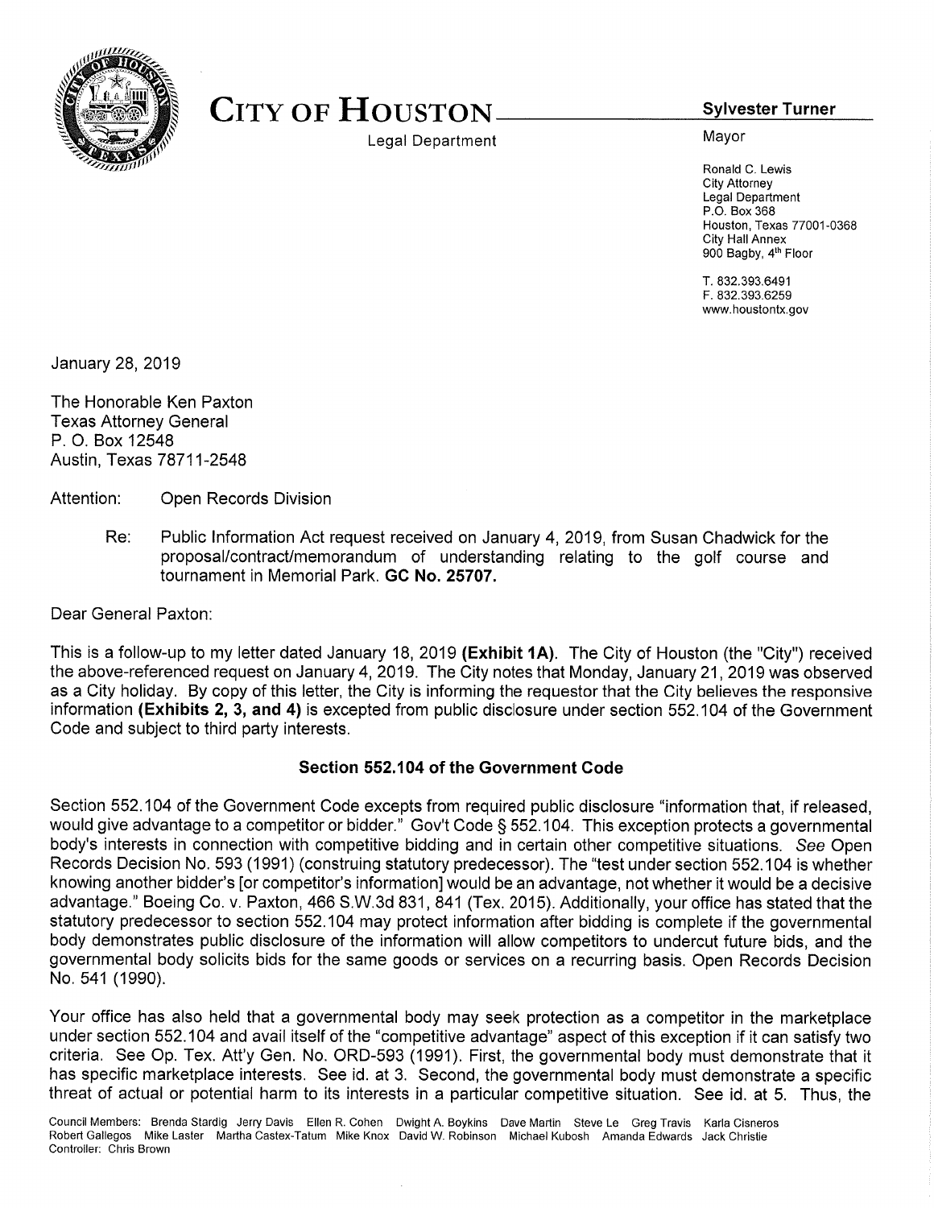# CITY OF HOUSTON

Legal Department

**Sylvester Turner**

Mayor

Ronald C. Lewis
City Attorney
Legal Department
P.O. Box 368
Houston, Texas 77001-0368
City Hall Annex
900 Bagby, 4th Floor

T. 832.393.6491
F. 832.393.6259
www.houstontx.gov

January 28, 2019

The Honorable Ken Paxton
Texas Attorney General
P. O. Box 12548
Austin, Texas 78711-2548

Attention: Open Records Division

Re: Public Information Act request received on January 4, 2019, from Susan Chadwick for the proposal/contract/memorandum of understanding relating to the golf course and tournament in Memorial Park. **GC No. 25707.**

Dear General Paxton:

This is a follow-up to my letter dated January 18, 2019 **(Exhibit 1A)**. The City of Houston (the "City") received the above-referenced request on January 4, 2019. The City notes that Monday, January 21, 2019 was observed as a City holiday. By copy of this letter, the City is informing the requestor that the City believes the responsive information **(Exhibits 2, 3, and 4)** is excepted from public disclosure under section 552.104 of the Government Code and subject to third party interests.

## Section 552.104 of the Government Code

Section 552.104 of the Government Code excepts from required public disclosure "information that, if released, would give advantage to a competitor or bidder." Gov't Code § 552.104. This exception protects a governmental body's interests in connection with competitive bidding and in certain other competitive situations. *See* Open Records Decision No. 593 (1991) (construing statutory predecessor). The "test under section 552.104 is whether knowing another bidder's [or competitor's information] would be an advantage, not whether it would be a decisive advantage." Boeing Co. v. Paxton, 466 S.W.3d 831, 841 (Tex. 2015). Additionally, your office has stated that the statutory predecessor to section 552.104 may protect information after bidding is complete if the governmental body demonstrates public disclosure of the information will allow competitors to undercut future bids, and the governmental body solicits bids for the same goods or services on a recurring basis. Open Records Decision No. 541 (1990).

Your office has also held that a governmental body may seek protection as a competitor in the marketplace under section 552.104 and avail itself of the "competitive advantage" aspect of this exception if it can satisfy two criteria. See Op. Tex. Att'y Gen. No. ORD-593 (1991). First, the governmental body must demonstrate that it has specific marketplace interests. See id. at 3. Second, the governmental body must demonstrate a specific threat of actual or potential harm to its interests in a particular competitive situation. See id. at 5. Thus, the

Council Members: Brenda Stardig Jerry Davis Ellen R. Cohen Dwight A. Boykins Dave Martin Steve Le Greg Travis Karla Cisneros Robert Gallegos Mike Laster Martha Castex-Tatum Mike Knox David W. Robinson Michael Kubosh Amanda Edwards Jack Christie
Controller: Chris Brown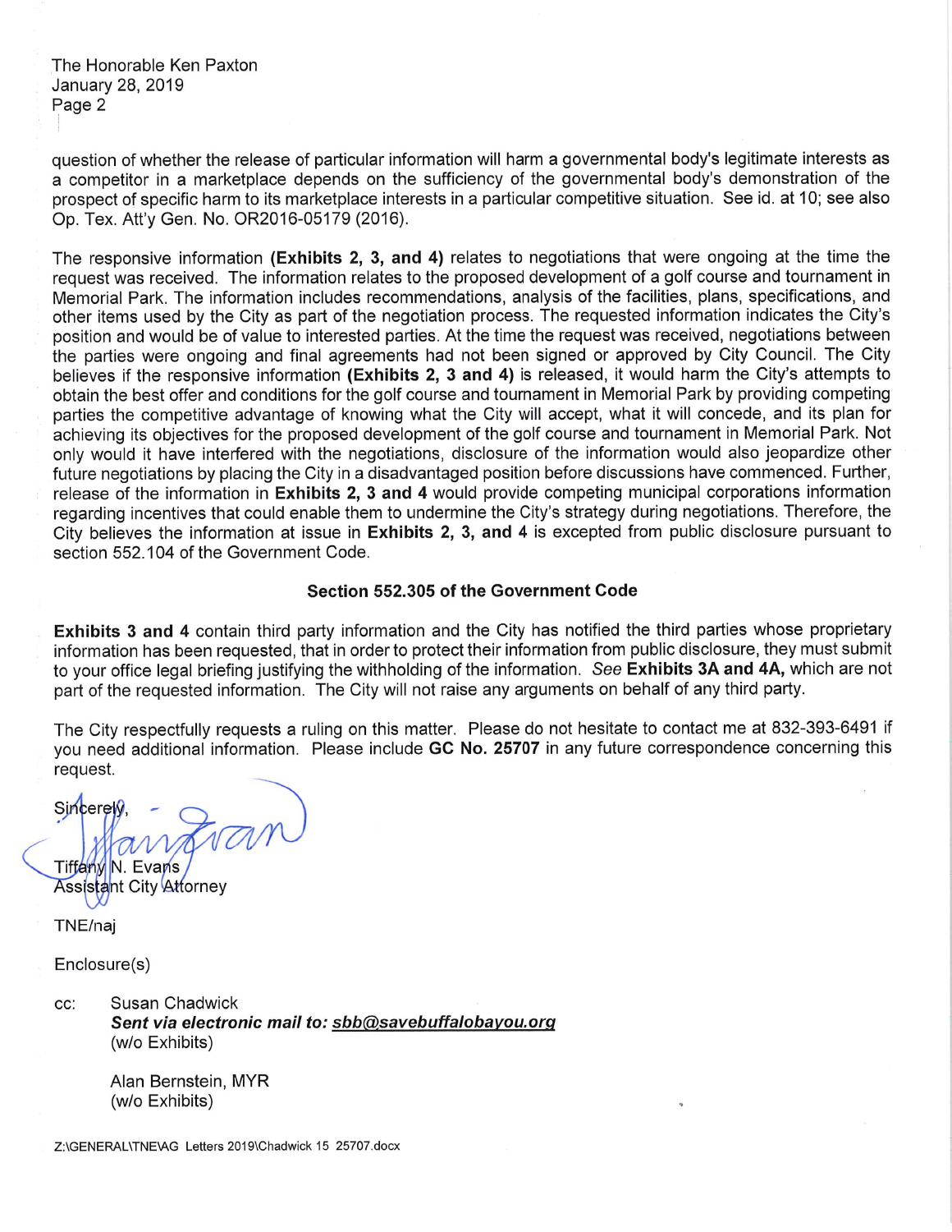question of whether the release of particular information will harm a governmental body's legitimate interests as a competitor in a marketplace depends on the sufficiency of the governmental body's demonstration of the prospect of specific harm to its marketplace interests in a particular competitive situation. See id. at 10; see also Op. Tex. Att'y Gen. No. OR2016-05179 (2016).

The responsive information **(Exhibits 2, 3, and 4)** relates to negotiations that were ongoing at the time the request was received. The information relates to the proposed development of a golf course and tournament in Memorial Park. The information includes recommendations, analysis of the facilities, plans, specifications, and other items used by the City as part of the negotiation process. The requested information indicates the City's position and would be of value to interested parties. At the time the request was received, negotiations between the parties were ongoing and final agreements had not been signed or approved by City Council. The City believes if the responsive information **(Exhibits 2, 3 and 4)** is released, it would harm the City's attempts to obtain the best offer and conditions for the golf course and tournament in Memorial Park by providing competing parties the competitive advantage of knowing what the City will accept, what it will concede, and its plan for achieving its objectives for the proposed development of the golf course and tournament in Memorial Park. Not only would it have interfered with the negotiations, disclosure of the information would also jeopardize other future negotiations by placing the City in a disadvantaged position before discussions have commenced. Further, release of the information in **Exhibits 2, 3 and 4** would provide competing municipal corporations information regarding incentives that could enable them to undermine the City's strategy during negotiations. Therefore, the City believes the information at issue in **Exhibits 2, 3, and 4** is excepted from public disclosure pursuant to section 552.104 of the Government Code.

**Section 552.305 of the Government Code**

**Exhibits 3 and 4** contain third party information and the City has notified the third parties whose proprietary information has been requested, that in order to protect their information from public disclosure, they must submit to your office legal briefing justifying the withholding of the information. *See* **Exhibits 3A and 4A,** which are not part of the requested information. The City will not raise any arguments on behalf of any third party.

The City respectfully requests a ruling on this matter. Please do not hesitate to contact me at 832-393-6491 if you need additional information. Please include **GC No. 25707** in any future correspondence concerning this request.

Sincerely,

Tiffany N. Evans
Assistant City Attorney

TNE/naj

Enclosure(s)

cc: Susan Chadwick
***Sent via electronic mail to: sbb@savebuffalobayou.org***
(w/o Exhibits)

Alan Bernstein, MYR
(w/o Exhibits)

Z:\GENERAL\TNE\AG Letters 2019\Chadwick 15 25707.docx